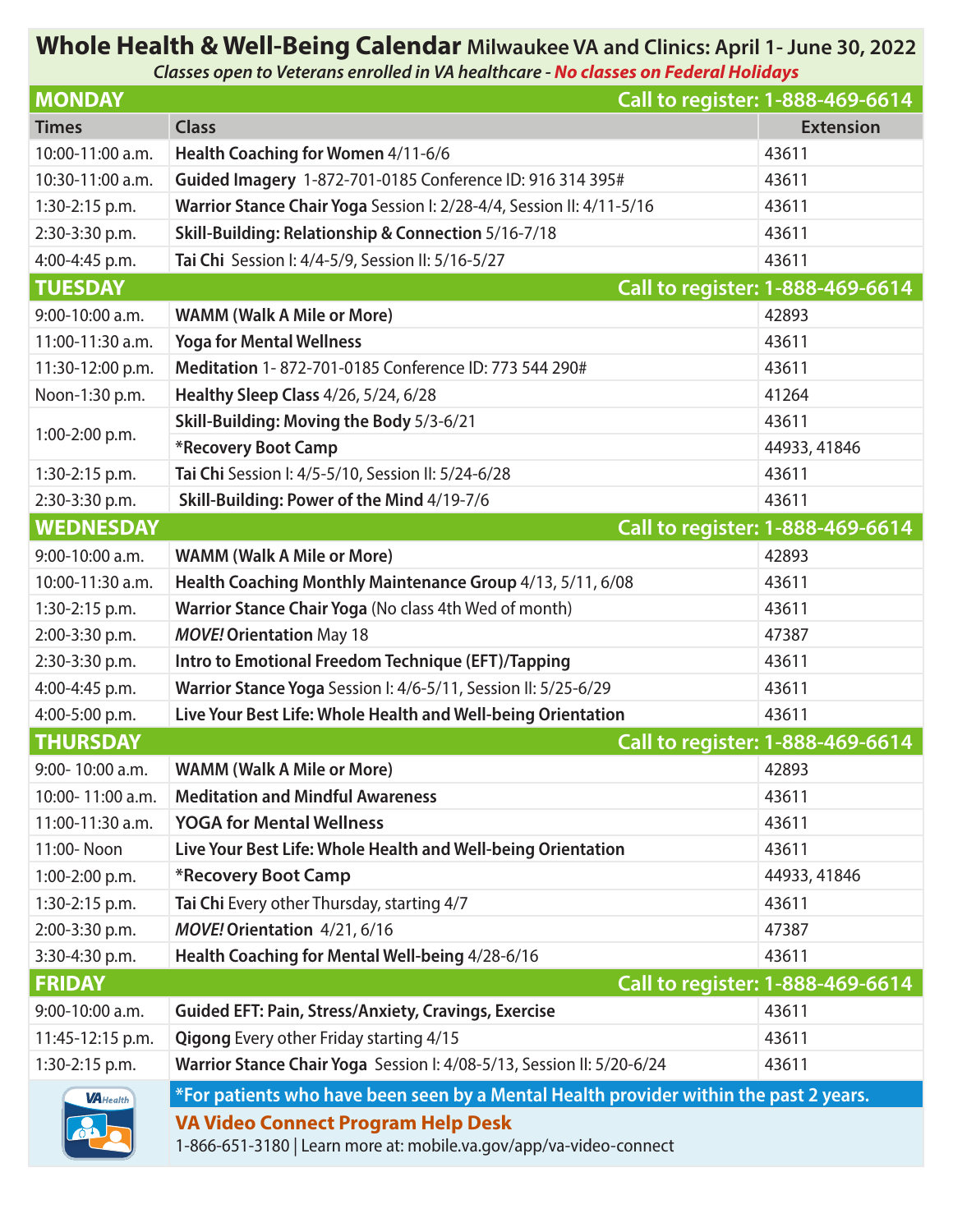# Whole Health & Well-Being Calendar Milwaukee VA and Clinics: April 1- June 30, 2022

*Classes open to Veterans enrolled in VA healthcare - No classes on Federal Holidays*

## MONDAY — Call to register: 1-888-469-6614

| Times | Class | Extension |
|---|---|---|
| 10:00-11:00 a.m. | **Health Coaching for Women** 4/11-6/6 | 43611 |
| 10:30-11:00 a.m. | **Guided Imagery** 1-872-701-0185 Conference ID: 916 314 395# | 43611 |
| 1:30-2:15 p.m. | **Warrior Stance Chair Yoga** Session I: 2/28-4/4, Session II: 4/11-5/16 | 43611 |
| 2:30-3:30 p.m. | **Skill-Building: Relationship & Connection** 5/16-7/18 | 43611 |
| 4:00-4:45 p.m. | **Tai Chi** Session I: 4/4-5/9, Session II: 5/16-5/27 | 43611 |

## TUESDAY — Call to register: 1-888-469-6614

| Times | Class | Extension |
|---|---|---|
| 9:00-10:00 a.m. | **WAMM (Walk A Mile or More)** | 42893 |
| 11:00-11:30 a.m. | **Yoga for Mental Wellness** | 43611 |
| 11:30-12:00 p.m. | **Meditation** 1- 872-701-0185 Conference ID: 773 544 290# | 43611 |
| Noon-1:30 p.m. | **Healthy Sleep Class** 4/26, 5/24, 6/28 | 41264 |
| 1:00-2:00 p.m. | **Skill-Building: Moving the Body** 5/3-6/21 | 43611 |
| 1:00-2:00 p.m. | **\*Recovery Boot Camp** | 44933, 41846 |
| 1:30-2:15 p.m. | **Tai Chi** Session I: 4/5-5/10, Session II: 5/24-6/28 | 43611 |
| 2:30-3:30 p.m. | **Skill-Building: Power of the Mind** 4/19-7/6 | 43611 |

## WEDNESDAY — Call to register: 1-888-469-6614

| Times | Class | Extension |
|---|---|---|
| 9:00-10:00 a.m. | **WAMM (Walk A Mile or More)** | 42893 |
| 10:00-11:30 a.m. | **Health Coaching Monthly Maintenance Group** 4/13, 5/11, 6/08 | 43611 |
| 1:30-2:15 p.m. | **Warrior Stance Chair Yoga** (No class 4th Wed of month) | 43611 |
| 2:00-3:30 p.m. | ***MOVE!* Orientation** May 18 | 47387 |
| 2:30-3:30 p.m. | **Intro to Emotional Freedom Technique (EFT)/Tapping** | 43611 |
| 4:00-4:45 p.m. | **Warrior Stance Yoga** Session I: 4/6-5/11, Session II: 5/25-6/29 | 43611 |
| 4:00-5:00 p.m. | **Live Your Best Life: Whole Health and Well-being Orientation** | 43611 |

## THURSDAY — Call to register: 1-888-469-6614

| Times | Class | Extension |
|---|---|---|
| 9:00- 10:00 a.m. | **WAMM (Walk A Mile or More)** | 42893 |
| 10:00- 11:00 a.m. | **Meditation and Mindful Awareness** | 43611 |
| 11:00-11:30 a.m. | **YOGA for Mental Wellness** | 43611 |
| 11:00- Noon | **Live Your Best Life: Whole Health and Well-being Orientation** | 43611 |
| 1:00-2:00 p.m. | **\*Recovery Boot Camp** | 44933, 41846 |
| 1:30-2:15 p.m. | **Tai Chi** Every other Thursday, starting 4/7 | 43611 |
| 2:00-3:30 p.m. | ***MOVE!* Orientation** 4/21, 6/16 | 47387 |
| 3:30-4:30 p.m. | **Health Coaching for Mental Well-being** 4/28-6/16 | 43611 |

## FRIDAY — Call to register: 1-888-469-6614

| Times | Class | Extension |
|---|---|---|
| 9:00-10:00 a.m. | **Guided EFT: Pain, Stress/Anxiety, Cravings, Exercise** | 43611 |
| 11:45-12:15 p.m. | **Qigong** Every other Friday starting 4/15 | 43611 |
| 1:30-2:15 p.m. | **Warrior Stance Chair Yoga** Session I: 4/08-5/13, Session II: 5/20-6/24 | 43611 |

**\*For patients who have been seen by a Mental Health provider within the past 2 years.**

**VA Video Connect Program Help Desk**

1-866-651-3180 | Learn more at: mobile.va.gov/app/va-video-connect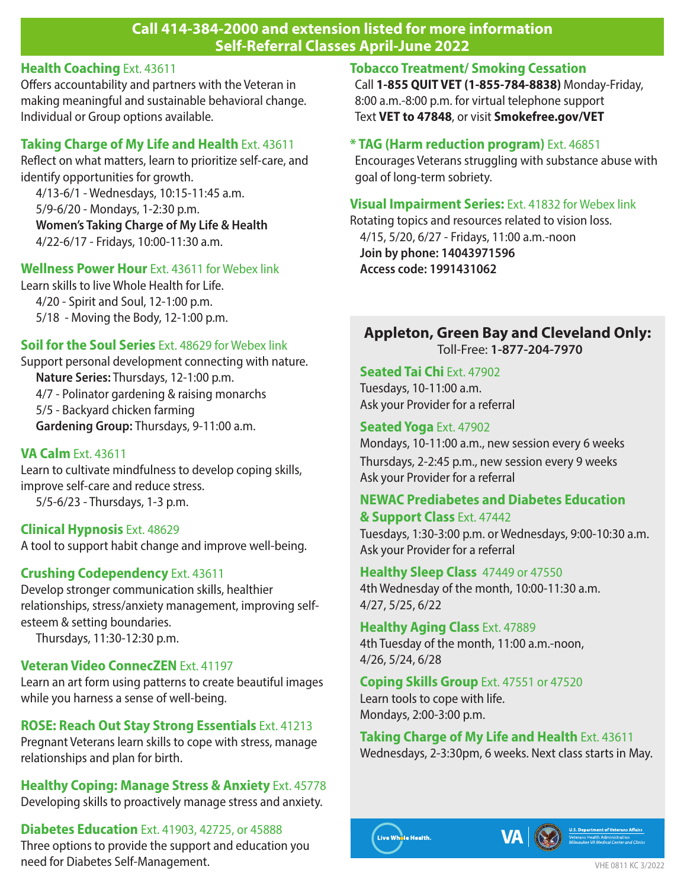## Call 414-384-2000 and extension listed for more information
## Self-Referral Classes April-June 2022

### Health Coaching Ext. 43611
Offers accountability and partners with the Veteran in making meaningful and sustainable behavioral change. Individual or Group options available.

### Taking Charge of My Life and Health Ext. 43611
Reflect on what matters, learn to prioritize self-care, and identify opportunities for growth.

4/13-6/1 - Wednesdays, 10:15-11:45 a.m.
5/9-6/20 - Mondays, 1-2:30 p.m.
**Women's Taking Charge of My Life & Health**
4/22-6/17 - Fridays, 10:00-11:30 a.m.

### Wellness Power Hour Ext. 43611 for Webex link
Learn skills to live Whole Health for Life.

4/20 - Spirit and Soul, 12-1:00 p.m.
5/18 - Moving the Body, 12-1:00 p.m.

### Soil for the Soul Series Ext. 48629 for Webex link
Support personal development connecting with nature.

**Nature Series:** Thursdays, 12-1:00 p.m.
4/7 - Polinator gardening & raising monarchs
5/5 - Backyard chicken farming
**Gardening Group:** Thursdays, 9-11:00 a.m.

### VA Calm Ext. 43611
Learn to cultivate mindfulness to develop coping skills, improve self-care and reduce stress.

5/5-6/23 - Thursdays, 1-3 p.m.

### Clinical Hypnosis Ext. 48629
A tool to support habit change and improve well-being.

### Crushing Codependency Ext. 43611
Develop stronger communication skills, healthier relationships, stress/anxiety management, improving self-esteem & setting boundaries.

Thursdays, 11:30-12:30 p.m.

### Veteran Video ConnecZEN Ext. 41197
Learn an art form using patterns to create beautiful images while you harness a sense of well-being.

### ROSE: Reach Out Stay Strong Essentials Ext. 41213
Pregnant Veterans learn skills to cope with stress, manage relationships and plan for birth.

### Healthy Coping: Manage Stress & Anxiety Ext. 45778
Developing skills to proactively manage stress and anxiety.

### Diabetes Education Ext. 41903, 42725, or 45888
Three options to provide the support and education you need for Diabetes Self-Management.

### Tobacco Treatment/ Smoking Cessation
Call **1-855 QUIT VET (1-855-784-8838)** Monday-Friday, 8:00 a.m.-8:00 p.m. for virtual telephone support
Text **VET to 47848**, or visit **Smokefree.gov/VET**

### * TAG (Harm reduction program) Ext. 46851
Encourages Veterans struggling with substance abuse with goal of long-term sobriety.

### Visual Impairment Series: Ext. 41832 for Webex link
Rotating topics and resources related to vision loss.

4/15, 5/20, 6/27 - Fridays, 11:00 a.m.-noon
**Join by phone: 14043971596**
**Access code: 1991431062**

## Appleton, Green Bay and Cleveland Only:
Toll-Free: **1-877-204-7970**

### Seated Tai Chi Ext. 47902
Tuesdays, 10-11:00 a.m.
Ask your Provider for a referral

### Seated Yoga Ext. 47902
Mondays, 10-11:00 a.m., new session every 6 weeks
Thursdays, 2-2:45 p.m., new session every 9 weeks
Ask your Provider for a referral

### NEWAC Prediabetes and Diabetes Education & Support Class Ext. 47442
Tuesdays, 1:30-3:00 p.m. or Wednesdays, 9:00-10:30 a.m.
Ask your Provider for a referral

### Healthy Sleep Class 47449 or 47550
4th Wednesday of the month, 10:00-11:30 a.m.
4/27, 5/25, 6/22

### Healthy Aging Class Ext. 47889
4th Tuesday of the month, 11:00 a.m.-noon,
4/26, 5/24, 6/28

### Coping Skills Group Ext. 47551 or 47520
Learn tools to cope with life.
Mondays, 2:00-3:00 p.m.

### Taking Charge of My Life and Health Ext. 43611
Wednesdays, 2-3:30pm, 6 weeks. Next class starts in May.

Live Whole Health.

VA | U.S. Department of Veterans Affairs
Veterans Health Administration
Milwaukee VA Medical Center and Clinics

VHE 0811 KC 3/2022